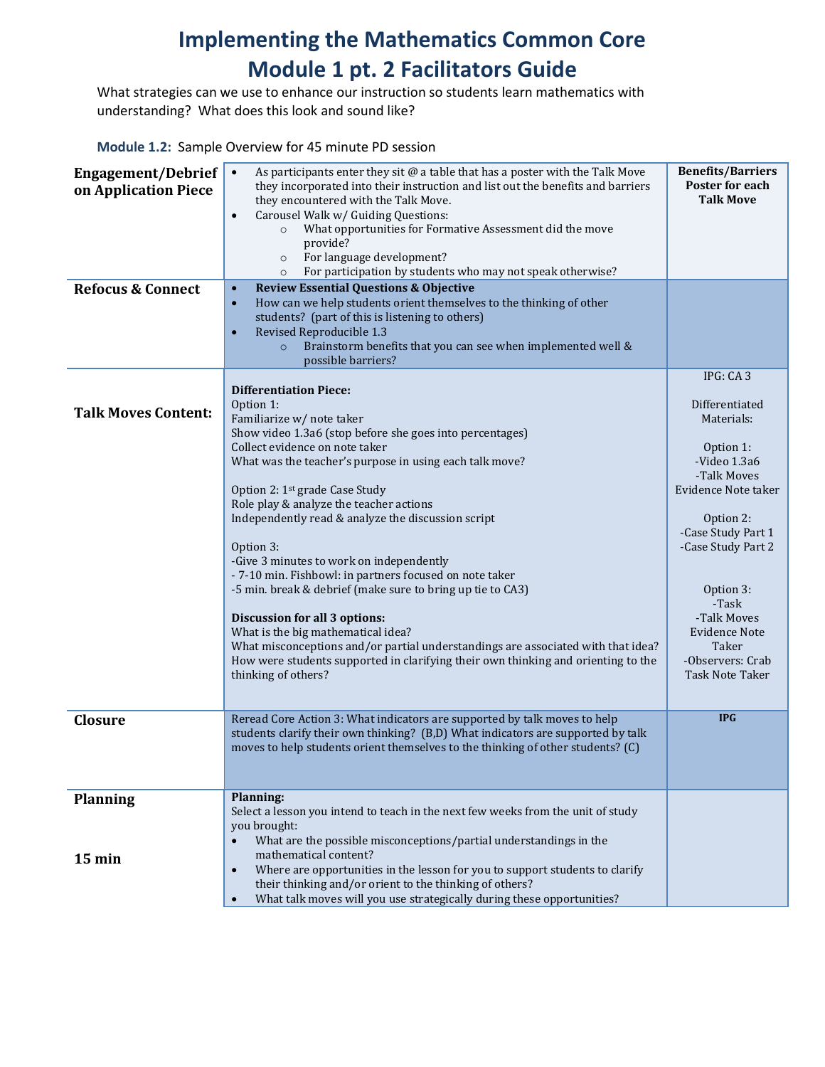# Implementing the Mathematics Common Core
# Module 1 pt. 2 Facilitators Guide

What strategies can we use to enhance our instruction so students learn mathematics with understanding? What does this look and sound like?

**Module 1.2:** Sample Overview for 45 minute PD session

| | | |
|---|---|---|
| **Engagement/Debrief on Application Piece** | • As participants enter they sit @ a table that has a poster with the Talk Move they incorporated into their instruction and list out the benefits and barriers they encountered with the Talk Move.<br>• Carousel Walk w/ Guiding Questions:<br>  ○ What opportunities for Formative Assessment did the move provide?<br>  ○ For language development?<br>  ○ For participation by students who may not speak otherwise? | **Benefits/Barriers Poster for each Talk Move** |
| **Refocus & Connect** | • **Review Essential Questions & Objective**<br>• How can we help students orient themselves to the thinking of other students? (part of this is listening to others)<br>• Revised Reproducible 1.3<br>  ○ Brainstorm benefits that you can see when implemented well & possible barriers? | |
| **Talk Moves Content:** | **Differentiation Piece:**<br>Option 1:<br>Familiarize w/ note taker<br>Show video 1.3a6 (stop before she goes into percentages)<br>Collect evidence on note taker<br>What was the teacher's purpose in using each talk move?<br><br>Option 2: 1st grade Case Study<br>Role play & analyze the teacher actions<br>Independently read & analyze the discussion script<br><br>Option 3:<br>-Give 3 minutes to work on independently<br>- 7-10 min. Fishbowl: in partners focused on note taker<br>-5 min. break & debrief (make sure to bring up tie to CA3)<br><br>**Discussion for all 3 options:**<br>What is the big mathematical idea?<br>What misconceptions and/or partial understandings are associated with that idea?<br>How were students supported in clarifying their own thinking and orienting to the thinking of others? | IPG: CA 3<br><br>Differentiated Materials:<br><br>Option 1:<br>-Video 1.3a6<br>-Talk Moves Evidence Note taker<br><br>Option 2:<br>-Case Study Part 1<br>-Case Study Part 2<br><br>Option 3:<br>-Task<br>-Talk Moves Evidence Note Taker<br>-Observers: Crab Task Note Taker |
| **Closure** | Reread Core Action 3: What indicators are supported by talk moves to help students clarify their own thinking? (B,D) What indicators are supported by talk moves to help students orient themselves to the thinking of other students? (C) | **IPG** |
| **Planning**<br><br>**15 min** | **Planning:**<br>Select a lesson you intend to teach in the next few weeks from the unit of study you brought:<br>• What are the possible misconceptions/partial understandings in the mathematical content?<br>• Where are opportunities in the lesson for you to support students to clarify their thinking and/or orient to the thinking of others?<br>• What talk moves will you use strategically during these opportunities? | |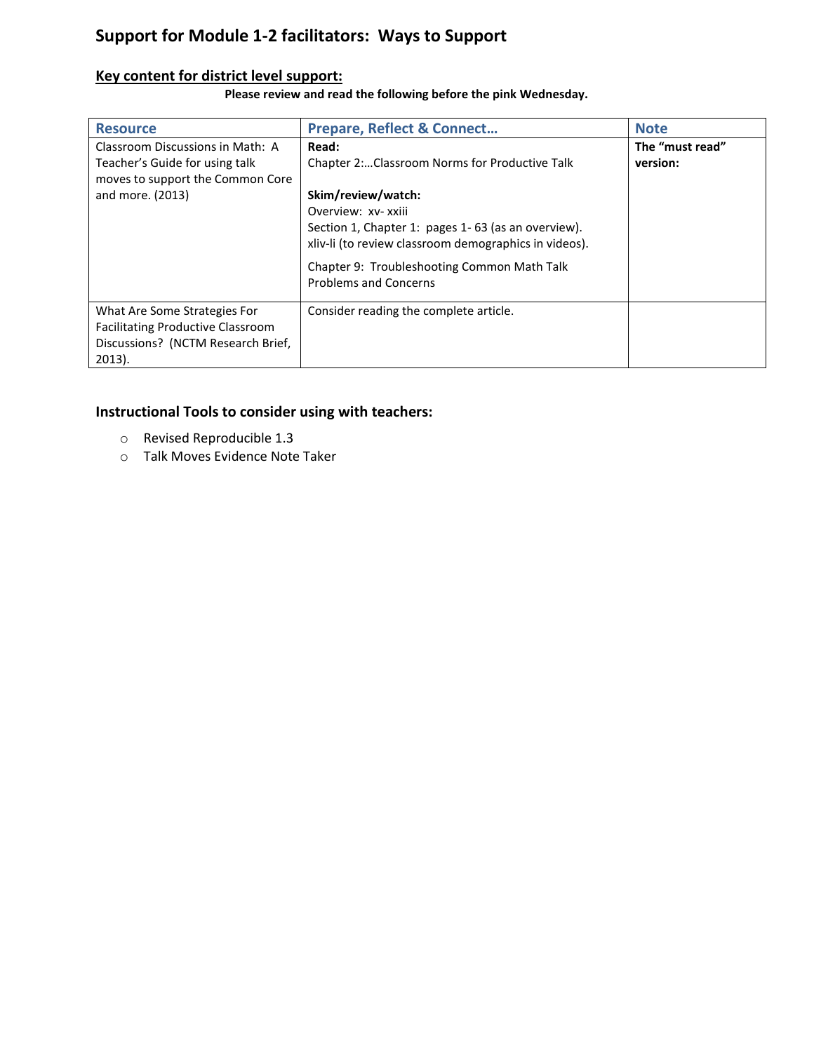# Support for Module 1-2 facilitators: Ways to Support

## Key content for district level support:

**Please review and read the following before the pink Wednesday.**

| Resource | Prepare, Reflect & Connect… | Note |
|---|---|---|
| Classroom Discussions in Math: A Teacher's Guide for using talk moves to support the Common Core and more. (2013) | **Read:**<br>Chapter 2:…Classroom Norms for Productive Talk<br><br>**Skim/review/watch:**<br>Overview: xv- xxiii<br>Section 1, Chapter 1: pages 1- 63 (as an overview).<br>xliv-li (to review classroom demographics in videos).<br><br>Chapter 9: Troubleshooting Common Math Talk Problems and Concerns | **The "must read" version:** |
| What Are Some Strategies For Facilitating Productive Classroom Discussions? (NCTM Research Brief, 2013). | Consider reading the complete article. | |

## Instructional Tools to consider using with teachers:

- Revised Reproducible 1.3
- Talk Moves Evidence Note Taker